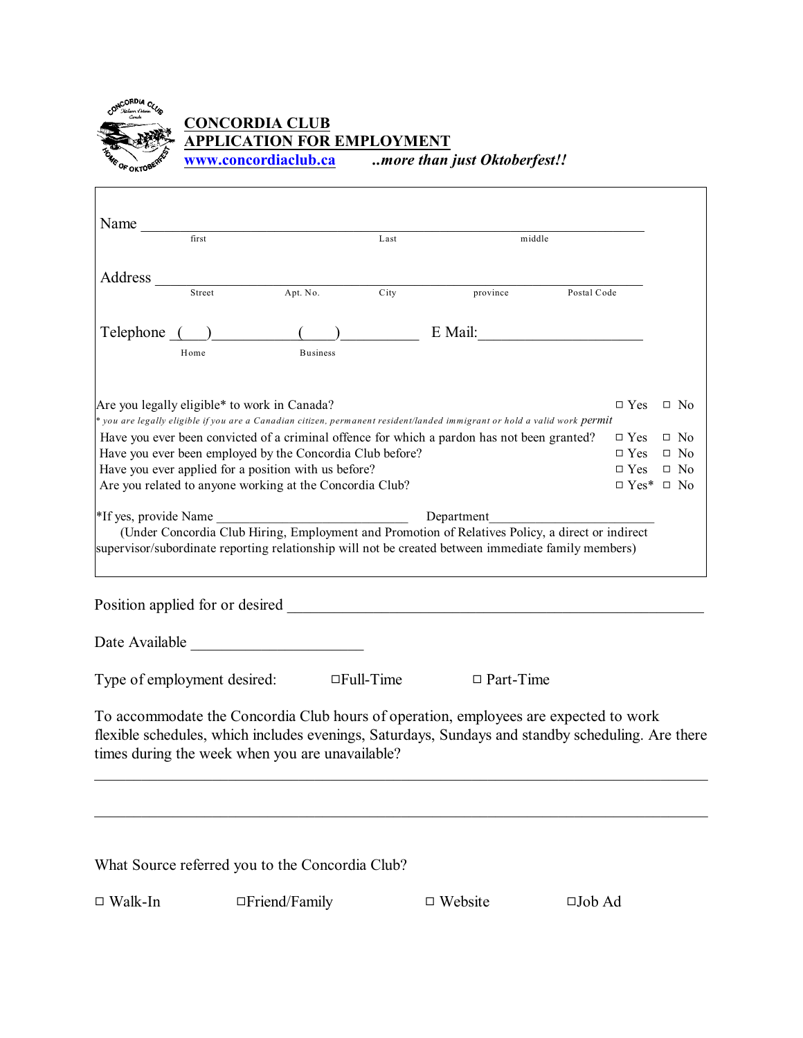# CONCORDIA CLUB
## APPLICATION FOR EMPLOYMENT

www.concordiaclub.ca *..more than just Oktoberfest!!*

Name ______________________________________________________________
first Last middle

Address ____________________________________________________________
Street Apt. No. City province Postal Code

Telephone (___)____________ (___)__________ E Mail:_____________________
Home Business

| | | |
|---|---|---|
| Are you legally eligible* to work in Canada? | ☐ Yes | ☐ No |
| *\* you are legally eligible if you are a Canadian citizen, permanent resident/landed immigrant or hold a valid work permit* | | |
| Have you ever been convicted of a criminal offence for which a pardon has not been granted? | ☐ Yes | ☐ No |
| Have you ever been employed by the Concordia Club before? | ☐ Yes | ☐ No |
| Have you ever applied for a position with us before? | ☐ Yes | ☐ No |
| Are you related to anyone working at the Concordia Club? | ☐ Yes* | ☐ No |

*If yes, provide Name ____________________________ Department________________________

(Under Concordia Club Hiring, Employment and Promotion of Relatives Policy, a direct or indirect supervisor/subordinate reporting relationship will not be created between immediate family members)

Position applied for or desired _______________________________________________________

Date Available ______________________

Type of employment desired: ☐Full-Time ☐ Part-Time

To accommodate the Concordia Club hours of operation, employees are expected to work flexible schedules, which includes evenings, Saturdays, Sundays and standby scheduling. Are there times during the week when you are unavailable?

_____________________________________________________________________________

_____________________________________________________________________________

What Source referred you to the Concordia Club?

☐ Walk-In ☐Friend/Family ☐ Website ☐Job Ad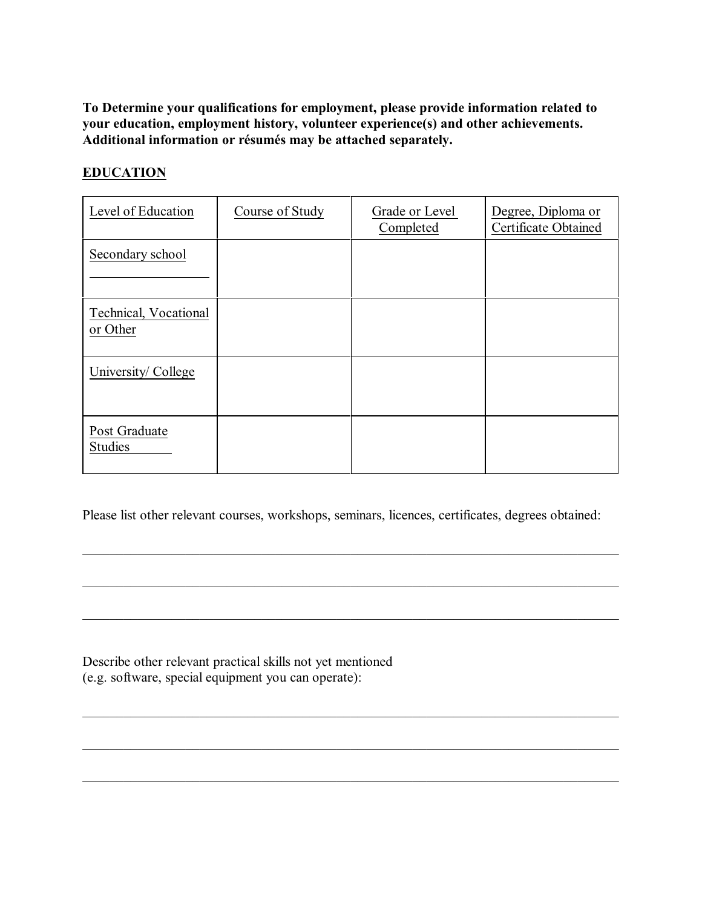**To Determine your qualifications for employment, please provide information related to your education, employment history, volunteer experience(s) and other achievements. Additional information or résumés may be attached separately.**

## EDUCATION

| Level of Education | Course of Study | Grade or Level Completed | Degree, Diploma or Certificate Obtained |
|---|---|---|---|
| Secondary school | | | |
| Technical, Vocational or Other | | | |
| University/ College | | | |
| Post Graduate Studies | | | |

Please list other relevant courses, workshops, seminars, licences, certificates, degrees obtained:

\_\_\_\_\_\_\_\_\_\_\_\_\_\_\_\_\_\_\_\_\_\_\_\_\_\_\_\_\_\_\_\_\_\_\_\_\_\_\_\_\_\_\_\_\_\_\_\_\_\_\_\_\_\_\_\_\_\_\_\_\_\_\_\_\_\_\_\_\_\_\_\_\_\_

\_\_\_\_\_\_\_\_\_\_\_\_\_\_\_\_\_\_\_\_\_\_\_\_\_\_\_\_\_\_\_\_\_\_\_\_\_\_\_\_\_\_\_\_\_\_\_\_\_\_\_\_\_\_\_\_\_\_\_\_\_\_\_\_\_\_\_\_\_\_\_\_\_\_

\_\_\_\_\_\_\_\_\_\_\_\_\_\_\_\_\_\_\_\_\_\_\_\_\_\_\_\_\_\_\_\_\_\_\_\_\_\_\_\_\_\_\_\_\_\_\_\_\_\_\_\_\_\_\_\_\_\_\_\_\_\_\_\_\_\_\_\_\_\_\_\_\_\_

Describe other relevant practical skills not yet mentioned
(e.g. software, special equipment you can operate):

\_\_\_\_\_\_\_\_\_\_\_\_\_\_\_\_\_\_\_\_\_\_\_\_\_\_\_\_\_\_\_\_\_\_\_\_\_\_\_\_\_\_\_\_\_\_\_\_\_\_\_\_\_\_\_\_\_\_\_\_\_\_\_\_\_\_\_\_\_\_\_\_\_\_

\_\_\_\_\_\_\_\_\_\_\_\_\_\_\_\_\_\_\_\_\_\_\_\_\_\_\_\_\_\_\_\_\_\_\_\_\_\_\_\_\_\_\_\_\_\_\_\_\_\_\_\_\_\_\_\_\_\_\_\_\_\_\_\_\_\_\_\_\_\_\_\_\_\_

\_\_\_\_\_\_\_\_\_\_\_\_\_\_\_\_\_\_\_\_\_\_\_\_\_\_\_\_\_\_\_\_\_\_\_\_\_\_\_\_\_\_\_\_\_\_\_\_\_\_\_\_\_\_\_\_\_\_\_\_\_\_\_\_\_\_\_\_\_\_\_\_\_\_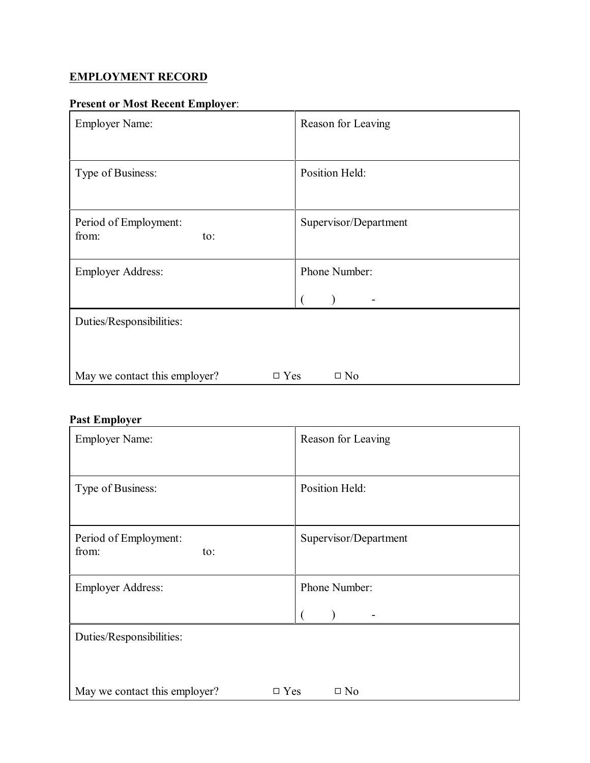**EMPLOYMENT RECORD**

**Present or Most Recent Employer**:

| Employer Name: | Reason for Leaving |
|---|---|
| Type of Business: | Position Held: |
| Period of Employment:<br>from: to: | Supervisor/Department |
| Employer Address: | Phone Number:<br>( ) - |
| Duties/Responsibilities:<br><br>May we contact this employer? ☐ Yes ☐ No | |

**Past Employer**

| Employer Name: | Reason for Leaving |
|---|---|
| Type of Business: | Position Held: |
| Period of Employment:<br>from: to: | Supervisor/Department |
| Employer Address: | Phone Number:<br>( ) - |
| Duties/Responsibilities:<br><br>May we contact this employer? ☐ Yes ☐ No | |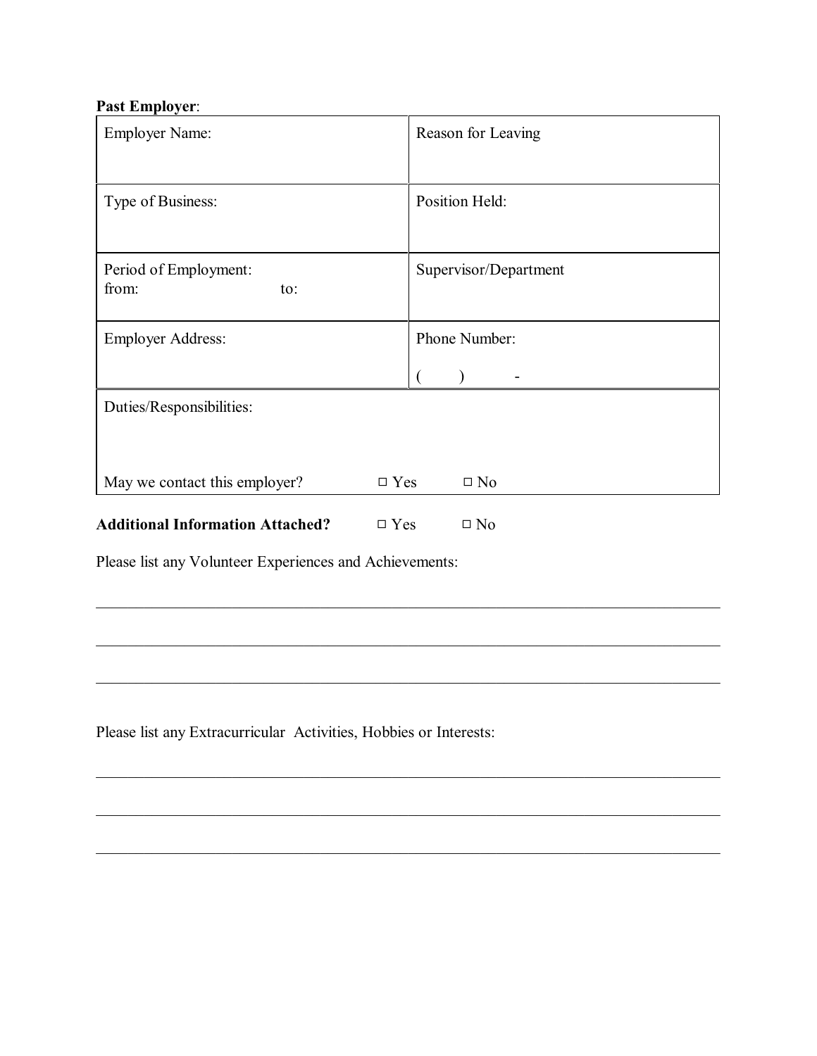**Past Employer**:

| Employer Name: | Reason for Leaving |
|---|---|
| Type of Business: | Position Held: |
| Period of Employment:<br>from: to: | Supervisor/Department |
| Employer Address: | Phone Number:<br>( ) - |
| Duties/Responsibilities:<br><br>May we contact this employer? □ Yes □ No | |

**Additional Information Attached?** □ Yes □ No

Please list any Volunteer Experiences and Achievements:

\_\_\_\_\_\_\_\_\_\_\_\_\_\_\_\_\_\_\_\_\_\_\_\_\_\_\_\_\_\_\_\_\_\_\_\_\_\_\_\_\_\_\_\_\_\_\_\_\_\_\_\_\_\_\_\_\_\_\_\_\_\_\_\_\_\_\_\_\_\_\_\_

\_\_\_\_\_\_\_\_\_\_\_\_\_\_\_\_\_\_\_\_\_\_\_\_\_\_\_\_\_\_\_\_\_\_\_\_\_\_\_\_\_\_\_\_\_\_\_\_\_\_\_\_\_\_\_\_\_\_\_\_\_\_\_\_\_\_\_\_\_\_\_\_

\_\_\_\_\_\_\_\_\_\_\_\_\_\_\_\_\_\_\_\_\_\_\_\_\_\_\_\_\_\_\_\_\_\_\_\_\_\_\_\_\_\_\_\_\_\_\_\_\_\_\_\_\_\_\_\_\_\_\_\_\_\_\_\_\_\_\_\_\_\_\_\_

Please list any Extracurricular Activities, Hobbies or Interests:

\_\_\_\_\_\_\_\_\_\_\_\_\_\_\_\_\_\_\_\_\_\_\_\_\_\_\_\_\_\_\_\_\_\_\_\_\_\_\_\_\_\_\_\_\_\_\_\_\_\_\_\_\_\_\_\_\_\_\_\_\_\_\_\_\_\_\_\_\_\_\_\_

\_\_\_\_\_\_\_\_\_\_\_\_\_\_\_\_\_\_\_\_\_\_\_\_\_\_\_\_\_\_\_\_\_\_\_\_\_\_\_\_\_\_\_\_\_\_\_\_\_\_\_\_\_\_\_\_\_\_\_\_\_\_\_\_\_\_\_\_\_\_\_\_

\_\_\_\_\_\_\_\_\_\_\_\_\_\_\_\_\_\_\_\_\_\_\_\_\_\_\_\_\_\_\_\_\_\_\_\_\_\_\_\_\_\_\_\_\_\_\_\_\_\_\_\_\_\_\_\_\_\_\_\_\_\_\_\_\_\_\_\_\_\_\_\_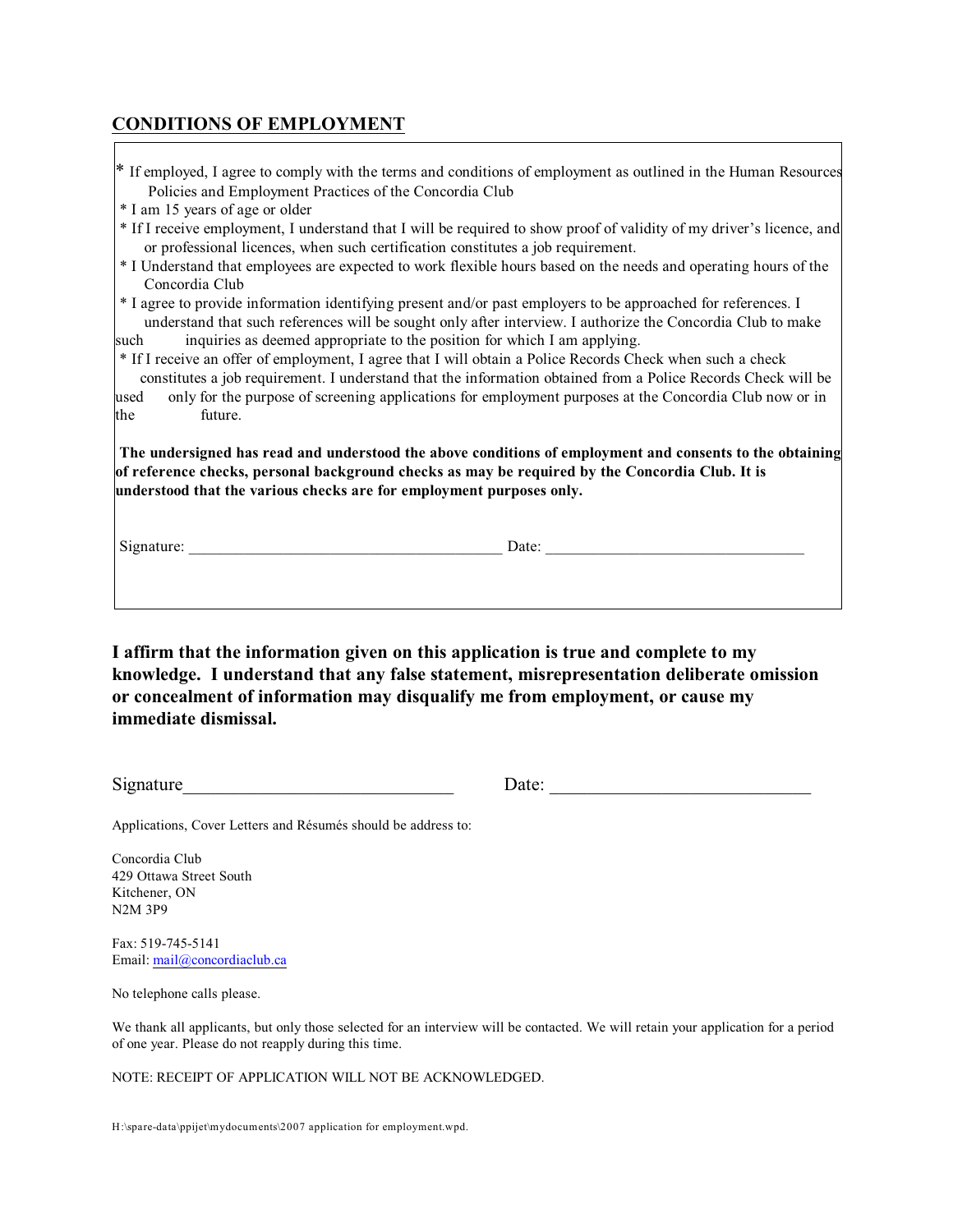## CONDITIONS OF EMPLOYMENT

* If employed, I agree to comply with the terms and conditions of employment as outlined in the Human Resources Policies and Employment Practices of the Concordia Club
* I am 15 years of age or older
* If I receive employment, I understand that I will be required to show proof of validity of my driver's licence, and or professional licences, when such certification constitutes a job requirement.
* I Understand that employees are expected to work flexible hours based on the needs and operating hours of the Concordia Club
* I agree to provide information identifying present and/or past employers to be approached for references. I understand that such references will be sought only after interview. I authorize the Concordia Club to make such inquiries as deemed appropriate to the position for which I am applying.
* If I receive an offer of employment, I agree that I will obtain a Police Records Check when such a check constitutes a job requirement. I understand that the information obtained from a Police Records Check will be used only for the purpose of screening applications for employment purposes at the Concordia Club now or in the future.

**The undersigned has read and understood the above conditions of employment and consents to the obtaining of reference checks, personal background checks as may be required by the Concordia Club. It is understood that the various checks are for employment purposes only.**

Signature: _______________________________________ Date: ________________________________

**I affirm that the information given on this application is true and complete to my knowledge. I understand that any false statement, misrepresentation deliberate omission or concealment of information may disqualify me from employment, or cause my immediate dismissal.**

Signature_____________________________ Date: ____________________________

Applications, Cover Letters and Résumés should be address to:

Concordia Club
429 Ottawa Street South
Kitchener, ON
N2M 3P9

Fax: 519-745-5141
Email: mail@concordiaclub.ca

No telephone calls please.

We thank all applicants, but only those selected for an interview will be contacted. We will retain your application for a period of one year. Please do not reapply during this time.

NOTE: RECEIPT OF APPLICATION WILL NOT BE ACKNOWLEDGED.

H:\spare-data\ppijet\mydocuments\2007 application for employment.wpd.